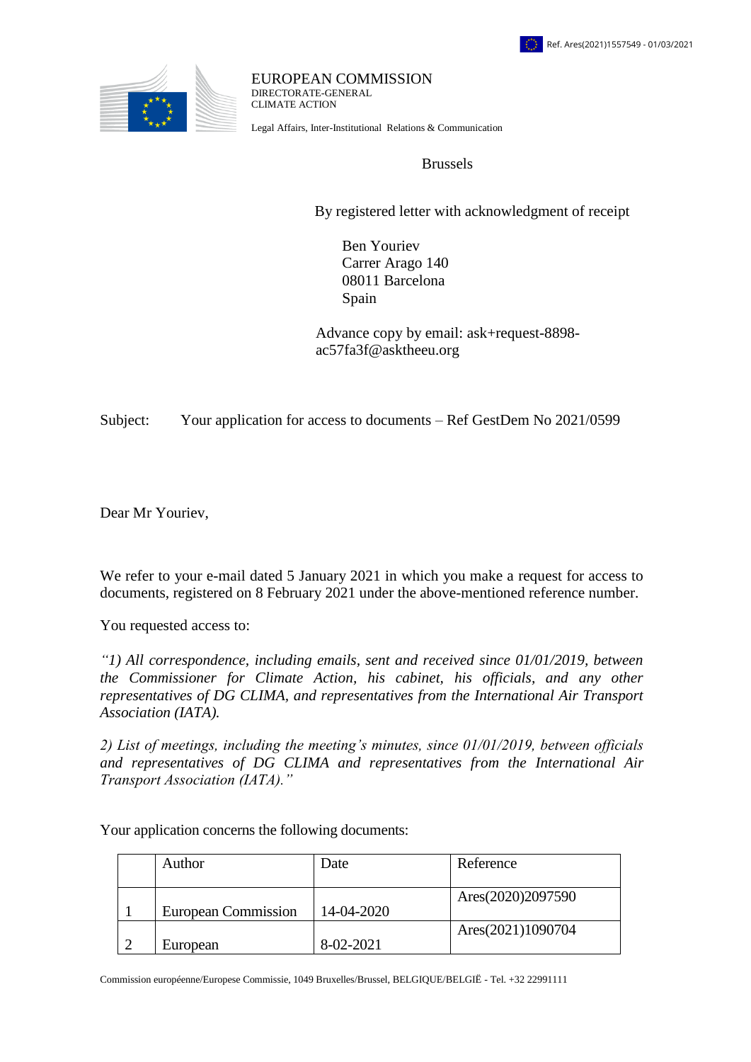Ref. Ares(2021)1557549 - 01/03/2021

EUROPEAN COMMISSION
DIRECTORATE-GENERAL
CLIMATE ACTION

Legal Affairs, Inter-Institutional Relations & Communication

Brussels

By registered letter with acknowledgment of receipt

Ben Youriev
Carrer Arago 140
08011 Barcelona
Spain

Advance copy by email: ask+request-8898-ac57fa3f@asktheeu.org

Subject: Your application for access to documents – Ref GestDem No 2021/0599

Dear Mr Youriev,

We refer to your e-mail dated 5 January 2021 in which you make a request for access to documents, registered on 8 February 2021 under the above-mentioned reference number.

You requested access to:

*"1) All correspondence, including emails, sent and received since 01/01/2019, between the Commissioner for Climate Action, his cabinet, his officials, and any other representatives of DG CLIMA, and representatives from the International Air Transport Association (IATA).*

*2) List of meetings, including the meeting's minutes, since 01/01/2019, between officials and representatives of DG CLIMA and representatives from the International Air Transport Association (IATA)."*

Your application concerns the following documents:

| | Author | Date | Reference |
|---|---|---|---|
| 1 | European Commission | 14-04-2020 | Ares(2020)2097590 |
| 2 | European | 8-02-2021 | Ares(2021)1090704 |

Commission européenne/Europese Commissie, 1049 Bruxelles/Brussel, BELGIQUE/BELGIË - Tel. +32 22991111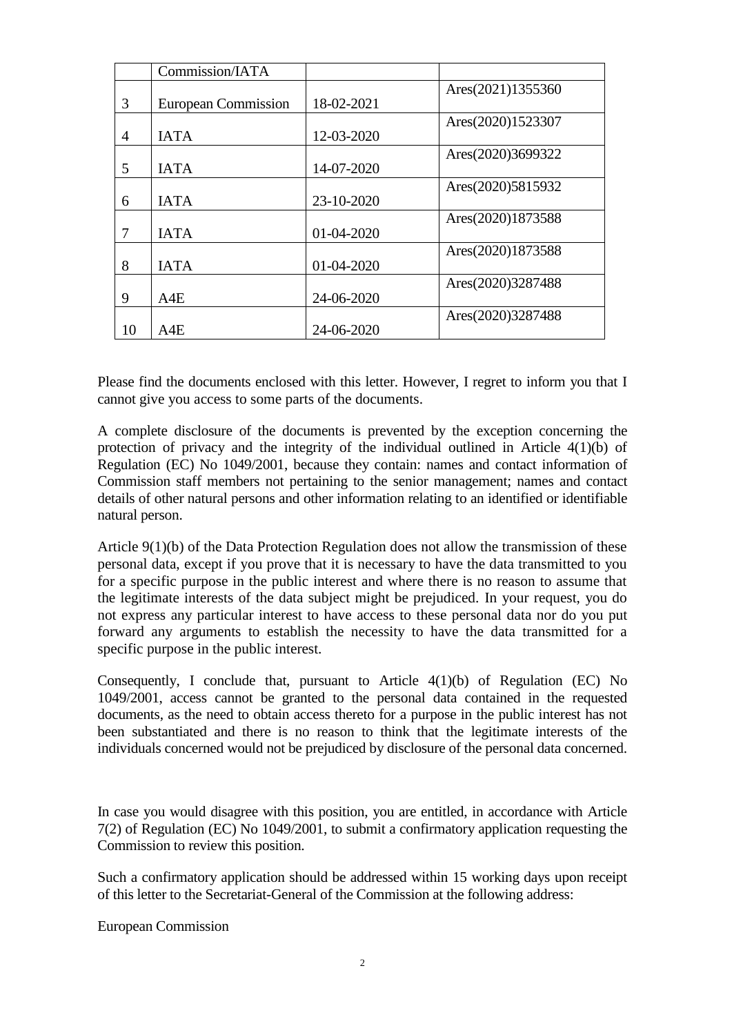|  | Commission/IATA |  |  |
|---|---|---|---|
| 3 | European Commission | 18-02-2021 | Ares(2021)1355360 |
| 4 | IATA | 12-03-2020 | Ares(2020)1523307 |
| 5 | IATA | 14-07-2020 | Ares(2020)3699322 |
| 6 | IATA | 23-10-2020 | Ares(2020)5815932 |
| 7 | IATA | 01-04-2020 | Ares(2020)1873588 |
| 8 | IATA | 01-04-2020 | Ares(2020)1873588 |
| 9 | A4E | 24-06-2020 | Ares(2020)3287488 |
| 10 | A4E | 24-06-2020 | Ares(2020)3287488 |

Please find the documents enclosed with this letter. However, I regret to inform you that I cannot give you access to some parts of the documents.

A complete disclosure of the documents is prevented by the exception concerning the protection of privacy and the integrity of the individual outlined in Article 4(1)(b) of Regulation (EC) No 1049/2001, because they contain: names and contact information of Commission staff members not pertaining to the senior management; names and contact details of other natural persons and other information relating to an identified or identifiable natural person.

Article 9(1)(b) of the Data Protection Regulation does not allow the transmission of these personal data, except if you prove that it is necessary to have the data transmitted to you for a specific purpose in the public interest and where there is no reason to assume that the legitimate interests of the data subject might be prejudiced. In your request, you do not express any particular interest to have access to these personal data nor do you put forward any arguments to establish the necessity to have the data transmitted for a specific purpose in the public interest.

Consequently, I conclude that, pursuant to Article 4(1)(b) of Regulation (EC) No 1049/2001, access cannot be granted to the personal data contained in the requested documents, as the need to obtain access thereto for a purpose in the public interest has not been substantiated and there is no reason to think that the legitimate interests of the individuals concerned would not be prejudiced by disclosure of the personal data concerned.

In case you would disagree with this position, you are entitled, in accordance with Article 7(2) of Regulation (EC) No 1049/2001, to submit a confirmatory application requesting the Commission to review this position.

Such a confirmatory application should be addressed within 15 working days upon receipt of this letter to the Secretariat-General of the Commission at the following address:

European Commission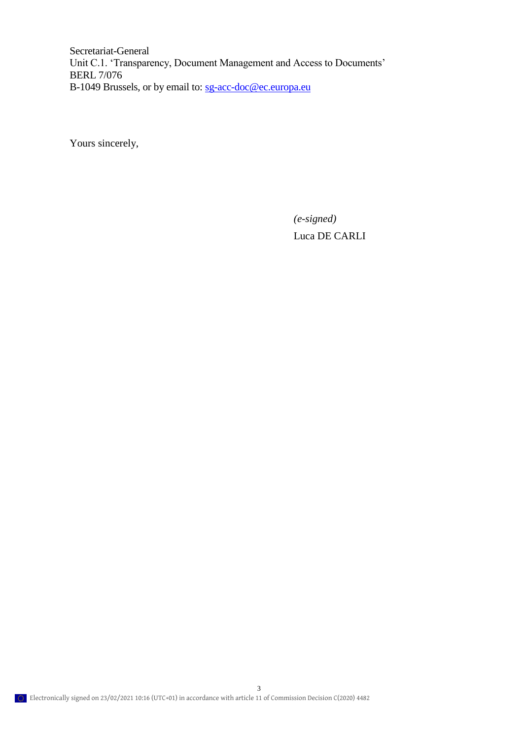Secretariat-General
Unit C.1. 'Transparency, Document Management and Access to Documents'
BERL 7/076
B-1049 Brussels, or by email to: sg-acc-doc@ec.europa.eu

Yours sincerely,

*(e-signed)*
Luca DE CARLI

Electronically signed on 23/02/2021 10:16 (UTC+01) in accordance with article 11 of Commission Decision C(2020) 4482